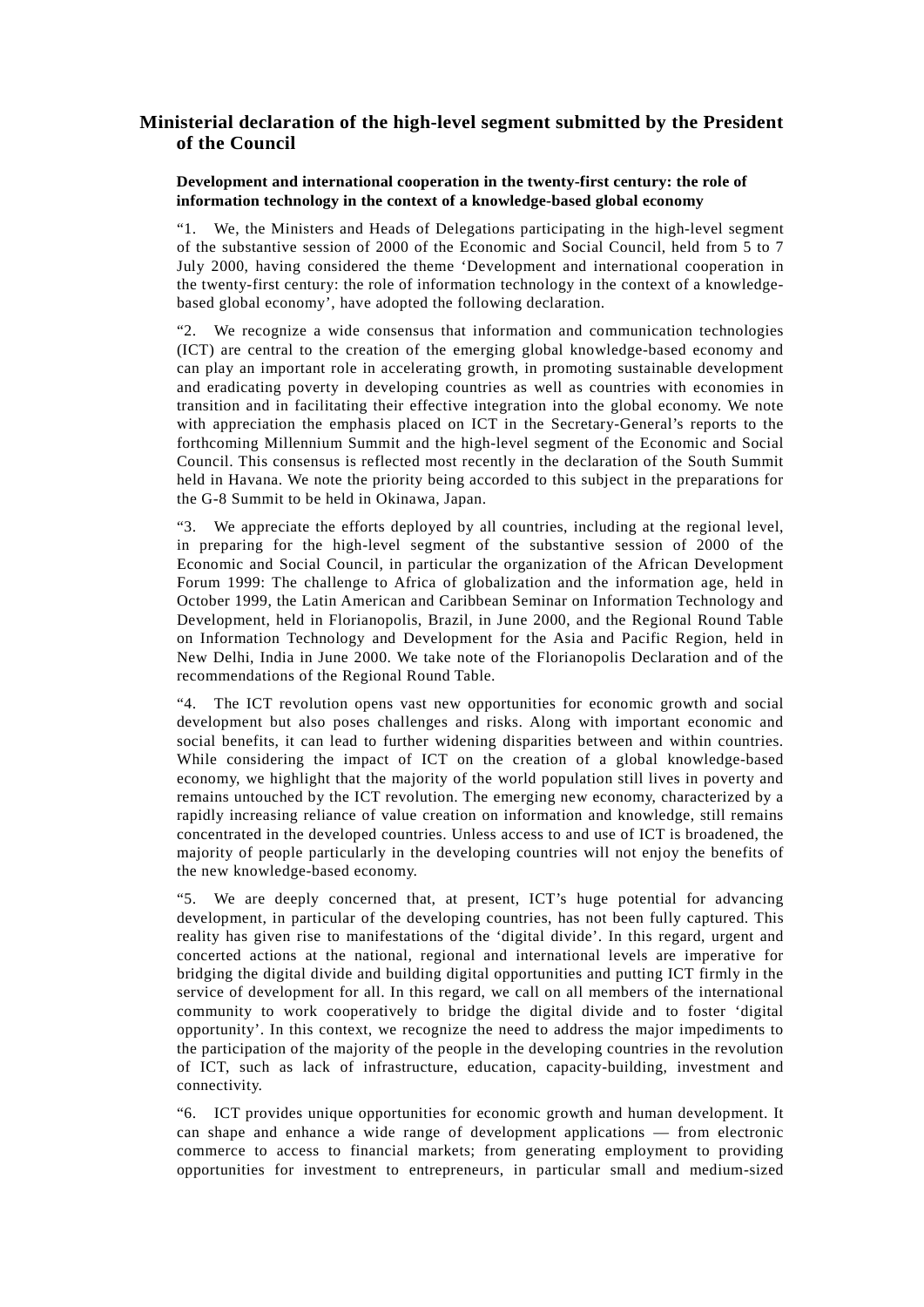## Ministerial declaration of the high-level segment submitted by the President of the Council

### Development and international cooperation in the twenty-first century: the role of information technology in the context of a knowledge-based global economy

"1. We, the Ministers and Heads of Delegations participating in the high-level segment of the substantive session of 2000 of the Economic and Social Council, held from 5 to 7 July 2000, having considered the theme 'Development and international cooperation in the twenty-first century: the role of information technology in the context of a knowledge-based global economy', have adopted the following declaration.

"2. We recognize a wide consensus that information and communication technologies (ICT) are central to the creation of the emerging global knowledge-based economy and can play an important role in accelerating growth, in promoting sustainable development and eradicating poverty in developing countries as well as countries with economies in transition and in facilitating their effective integration into the global economy. We note with appreciation the emphasis placed on ICT in the Secretary-General's reports to the forthcoming Millennium Summit and the high-level segment of the Economic and Social Council. This consensus is reflected most recently in the declaration of the South Summit held in Havana. We note the priority being accorded to this subject in the preparations for the G-8 Summit to be held in Okinawa, Japan.

"3. We appreciate the efforts deployed by all countries, including at the regional level, in preparing for the high-level segment of the substantive session of 2000 of the Economic and Social Council, in particular the organization of the African Development Forum 1999: The challenge to Africa of globalization and the information age, held in October 1999, the Latin American and Caribbean Seminar on Information Technology and Development, held in Florianopolis, Brazil, in June 2000, and the Regional Round Table on Information Technology and Development for the Asia and Pacific Region, held in New Delhi, India in June 2000. We take note of the Florianopolis Declaration and of the recommendations of the Regional Round Table.

"4. The ICT revolution opens vast new opportunities for economic growth and social development but also poses challenges and risks. Along with important economic and social benefits, it can lead to further widening disparities between and within countries. While considering the impact of ICT on the creation of a global knowledge-based economy, we highlight that the majority of the world population still lives in poverty and remains untouched by the ICT revolution. The emerging new economy, characterized by a rapidly increasing reliance of value creation on information and knowledge, still remains concentrated in the developed countries. Unless access to and use of ICT is broadened, the majority of people particularly in the developing countries will not enjoy the benefits of the new knowledge-based economy.

"5. We are deeply concerned that, at present, ICT's huge potential for advancing development, in particular of the developing countries, has not been fully captured. This reality has given rise to manifestations of the 'digital divide'. In this regard, urgent and concerted actions at the national, regional and international levels are imperative for bridging the digital divide and building digital opportunities and putting ICT firmly in the service of development for all. In this regard, we call on all members of the international community to work cooperatively to bridge the digital divide and to foster 'digital opportunity'. In this context, we recognize the need to address the major impediments to the participation of the majority of the people in the developing countries in the revolution of ICT, such as lack of infrastructure, education, capacity-building, investment and connectivity.

"6. ICT provides unique opportunities for economic growth and human development. It can shape and enhance a wide range of development applications — from electronic commerce to access to financial markets; from generating employment to providing opportunities for investment to entrepreneurs, in particular small and medium-sized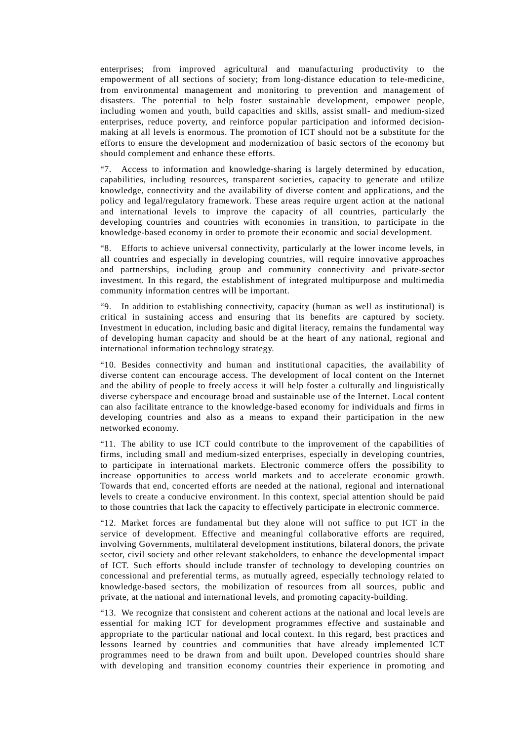enterprises; from improved agricultural and manufacturing productivity to the empowerment of all sections of society; from long-distance education to tele-medicine, from environmental management and monitoring to prevention and management of disasters. The potential to help foster sustainable development, empower people, including women and youth, build capacities and skills, assist small- and medium-sized enterprises, reduce poverty, and reinforce popular participation and informed decision-making at all levels is enormous. The promotion of ICT should not be a substitute for the efforts to ensure the development and modernization of basic sectors of the economy but should complement and enhance these efforts.

"7. Access to information and knowledge-sharing is largely determined by education, capabilities, including resources, transparent societies, capacity to generate and utilize knowledge, connectivity and the availability of diverse content and applications, and the policy and legal/regulatory framework. These areas require urgent action at the national and international levels to improve the capacity of all countries, particularly the developing countries and countries with economies in transition, to participate in the knowledge-based economy in order to promote their economic and social development.

"8. Efforts to achieve universal connectivity, particularly at the lower income levels, in all countries and especially in developing countries, will require innovative approaches and partnerships, including group and community connectivity and private-sector investment. In this regard, the establishment of integrated multipurpose and multimedia community information centres will be important.

"9. In addition to establishing connectivity, capacity (human as well as institutional) is critical in sustaining access and ensuring that its benefits are captured by society. Investment in education, including basic and digital literacy, remains the fundamental way of developing human capacity and should be at the heart of any national, regional and international information technology strategy.

"10. Besides connectivity and human and institutional capacities, the availability of diverse content can encourage access. The development of local content on the Internet and the ability of people to freely access it will help foster a culturally and linguistically diverse cyberspace and encourage broad and sustainable use of the Internet. Local content can also facilitate entrance to the knowledge-based economy for individuals and firms in developing countries and also as a means to expand their participation in the new networked economy.

"11. The ability to use ICT could contribute to the improvement of the capabilities of firms, including small and medium-sized enterprises, especially in developing countries, to participate in international markets. Electronic commerce offers the possibility to increase opportunities to access world markets and to accelerate economic growth. Towards that end, concerted efforts are needed at the national, regional and international levels to create a conducive environment. In this context, special attention should be paid to those countries that lack the capacity to effectively participate in electronic commerce.

"12. Market forces are fundamental but they alone will not suffice to put ICT in the service of development. Effective and meaningful collaborative efforts are required, involving Governments, multilateral development institutions, bilateral donors, the private sector, civil society and other relevant stakeholders, to enhance the developmental impact of ICT. Such efforts should include transfer of technology to developing countries on concessional and preferential terms, as mutually agreed, especially technology related to knowledge-based sectors, the mobilization of resources from all sources, public and private, at the national and international levels, and promoting capacity-building.

"13. We recognize that consistent and coherent actions at the national and local levels are essential for making ICT for development programmes effective and sustainable and appropriate to the particular national and local context. In this regard, best practices and lessons learned by countries and communities that have already implemented ICT programmes need to be drawn from and built upon. Developed countries should share with developing and transition economy countries their experience in promoting and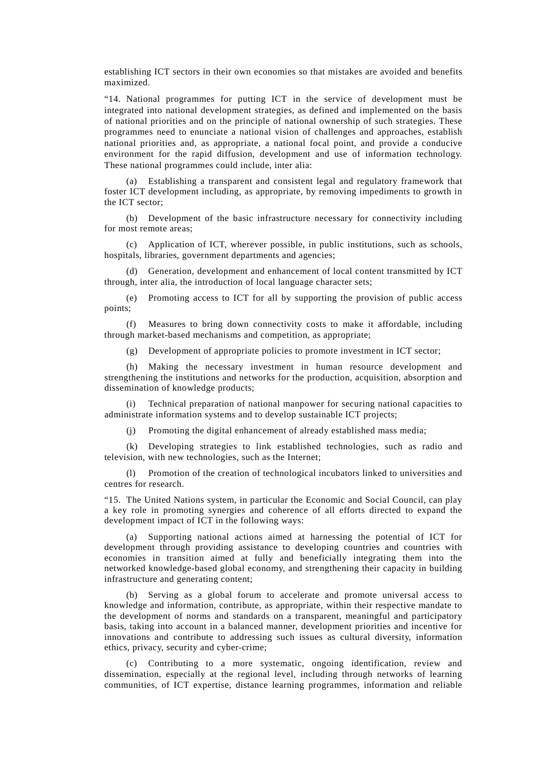establishing ICT sectors in their own economies so that mistakes are avoided and benefits maximized.

"14. National programmes for putting ICT in the service of development must be integrated into national development strategies, as defined and implemented on the basis of national priorities and on the principle of national ownership of such strategies. These programmes need to enunciate a national vision of challenges and approaches, establish national priorities and, as appropriate, a national focal point, and provide a conducive environment for the rapid diffusion, development and use of information technology. These national programmes could include, inter alia:

(a) Establishing a transparent and consistent legal and regulatory framework that foster ICT development including, as appropriate, by removing impediments to growth in the ICT sector;

(b) Development of the basic infrastructure necessary for connectivity including for most remote areas;

(c) Application of ICT, wherever possible, in public institutions, such as schools, hospitals, libraries, government departments and agencies;

(d) Generation, development and enhancement of local content transmitted by ICT through, inter alia, the introduction of local language character sets;

(e) Promoting access to ICT for all by supporting the provision of public access points;

(f) Measures to bring down connectivity costs to make it affordable, including through market-based mechanisms and competition, as appropriate;

(g) Development of appropriate policies to promote investment in ICT sector;

(h) Making the necessary investment in human resource development and strengthening the institutions and networks for the production, acquisition, absorption and dissemination of knowledge products;

(i) Technical preparation of national manpower for securing national capacities to administrate information systems and to develop sustainable ICT projects;

(j) Promoting the digital enhancement of already established mass media;

(k) Developing strategies to link established technologies, such as radio and television, with new technologies, such as the Internet;

(l) Promotion of the creation of technological incubators linked to universities and centres for research.

"15. The United Nations system, in particular the Economic and Social Council, can play a key role in promoting synergies and coherence of all efforts directed to expand the development impact of ICT in the following ways:

(a) Supporting national actions aimed at harnessing the potential of ICT for development through providing assistance to developing countries and countries with economies in transition aimed at fully and beneficially integrating them into the networked knowledge-based global economy, and strengthening their capacity in building infrastructure and generating content;

(b) Serving as a global forum to accelerate and promote universal access to knowledge and information, contribute, as appropriate, within their respective mandate to the development of norms and standards on a transparent, meaningful and participatory basis, taking into account in a balanced manner, development priorities and incentive for innovations and contribute to addressing such issues as cultural diversity, information ethics, privacy, security and cyber-crime;

(c) Contributing to a more systematic, ongoing identification, review and dissemination, especially at the regional level, including through networks of learning communities, of ICT expertise, distance learning programmes, information and reliable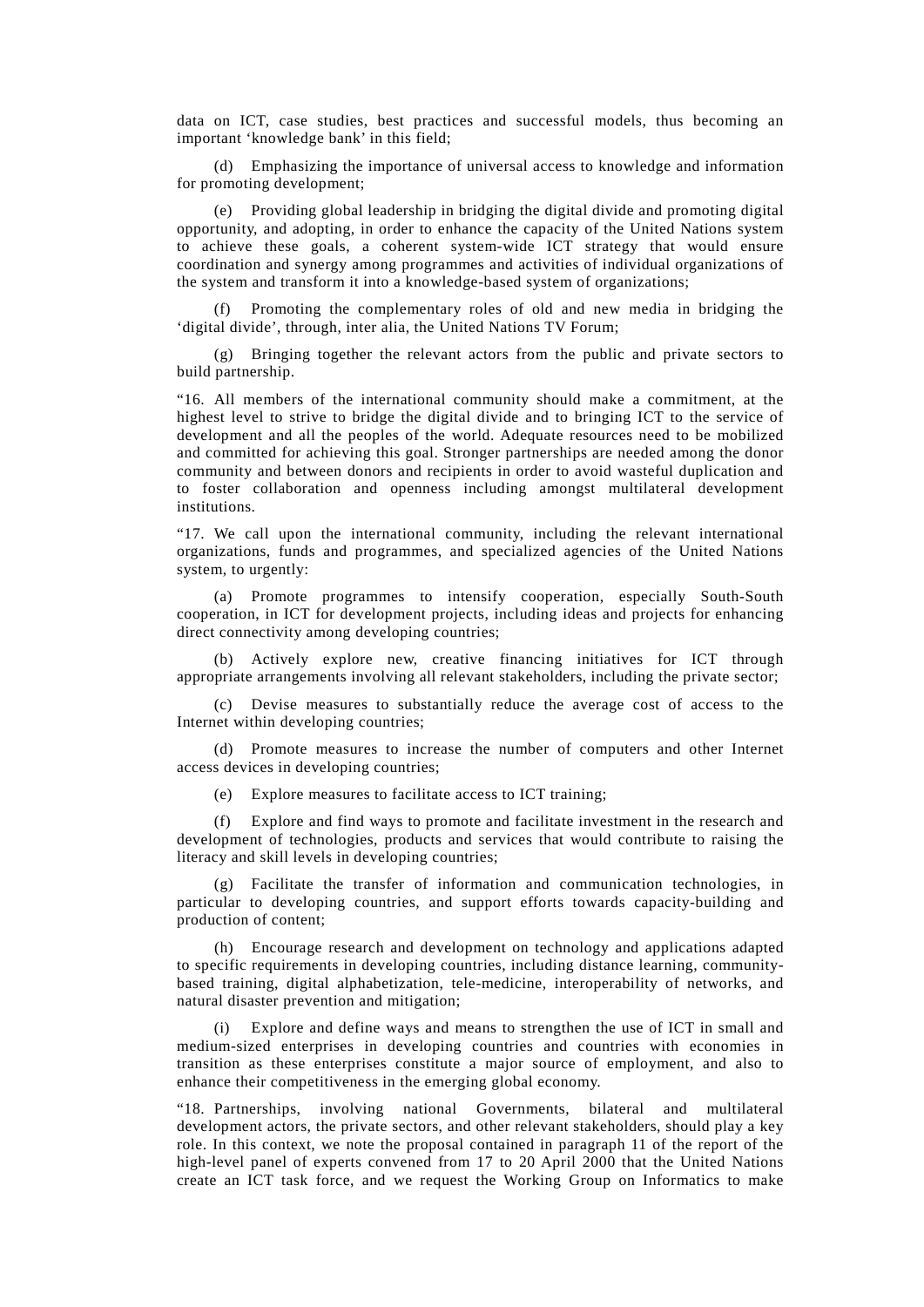data on ICT, case studies, best practices and successful models, thus becoming an important 'knowledge bank' in this field;

(d) Emphasizing the importance of universal access to knowledge and information for promoting development;

(e) Providing global leadership in bridging the digital divide and promoting digital opportunity, and adopting, in order to enhance the capacity of the United Nations system to achieve these goals, a coherent system-wide ICT strategy that would ensure coordination and synergy among programmes and activities of individual organizations of the system and transform it into a knowledge-based system of organizations;

(f) Promoting the complementary roles of old and new media in bridging the 'digital divide', through, inter alia, the United Nations TV Forum;

(g) Bringing together the relevant actors from the public and private sectors to build partnership.

"16. All members of the international community should make a commitment, at the highest level to strive to bridge the digital divide and to bringing ICT to the service of development and all the peoples of the world. Adequate resources need to be mobilized and committed for achieving this goal. Stronger partnerships are needed among the donor community and between donors and recipients in order to avoid wasteful duplication and to foster collaboration and openness including amongst multilateral development institutions.

"17. We call upon the international community, including the relevant international organizations, funds and programmes, and specialized agencies of the United Nations system, to urgently:

(a) Promote programmes to intensify cooperation, especially South-South cooperation, in ICT for development projects, including ideas and projects for enhancing direct connectivity among developing countries;

(b) Actively explore new, creative financing initiatives for ICT through appropriate arrangements involving all relevant stakeholders, including the private sector;

(c) Devise measures to substantially reduce the average cost of access to the Internet within developing countries;

(d) Promote measures to increase the number of computers and other Internet access devices in developing countries;

(e) Explore measures to facilitate access to ICT training;

(f) Explore and find ways to promote and facilitate investment in the research and development of technologies, products and services that would contribute to raising the literacy and skill levels in developing countries;

(g) Facilitate the transfer of information and communication technologies, in particular to developing countries, and support efforts towards capacity-building and production of content;

(h) Encourage research and development on technology and applications adapted to specific requirements in developing countries, including distance learning, community-based training, digital alphabetization, tele-medicine, interoperability of networks, and natural disaster prevention and mitigation;

(i) Explore and define ways and means to strengthen the use of ICT in small and medium-sized enterprises in developing countries and countries with economies in transition as these enterprises constitute a major source of employment, and also to enhance their competitiveness in the emerging global economy.

"18. Partnerships, involving national Governments, bilateral and multilateral development actors, the private sectors, and other relevant stakeholders, should play a key role. In this context, we note the proposal contained in paragraph 11 of the report of the high-level panel of experts convened from 17 to 20 April 2000 that the United Nations create an ICT task force, and we request the Working Group on Informatics to make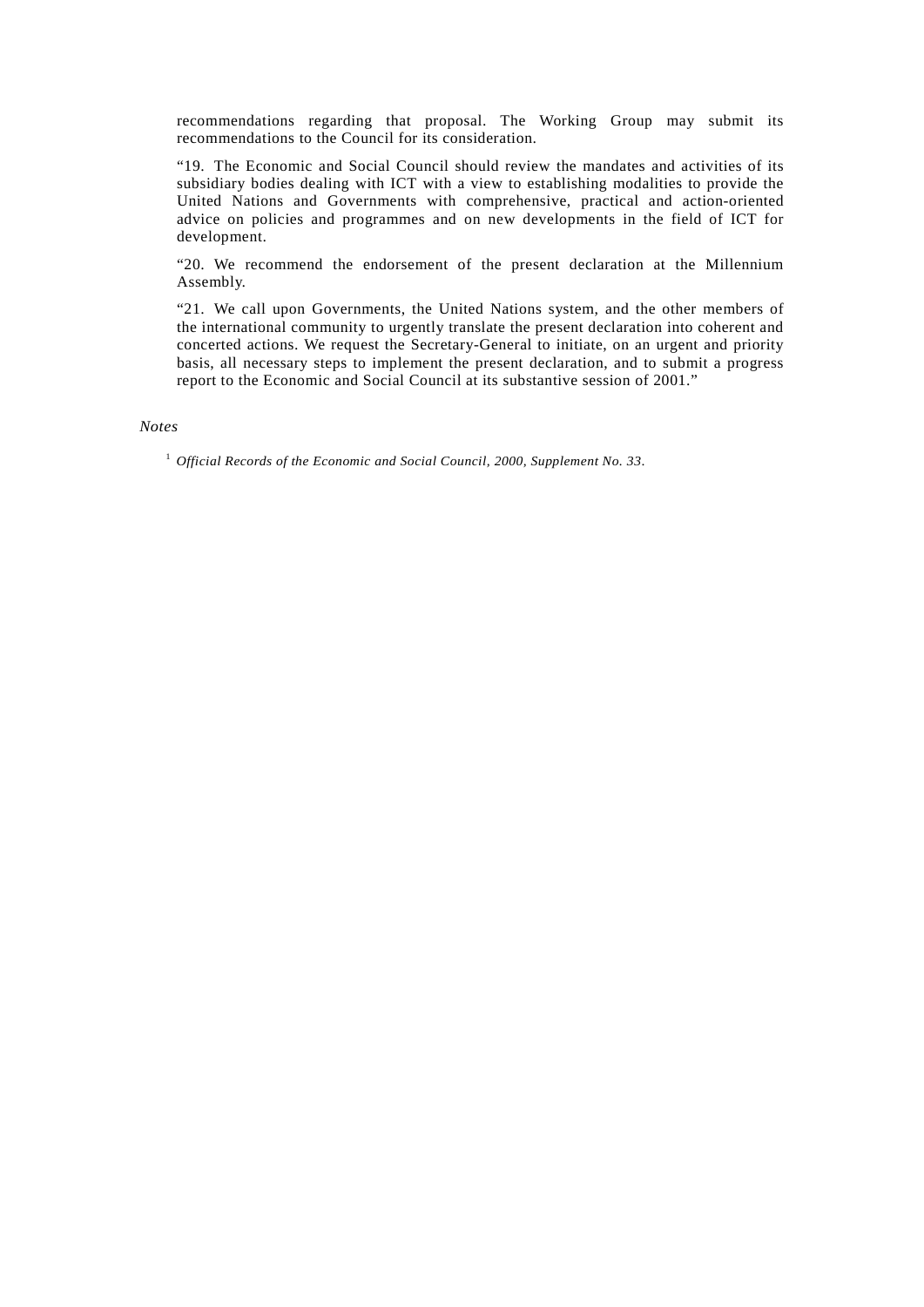recommendations regarding that proposal. The Working Group may submit its recommendations to the Council for its consideration.

"19. The Economic and Social Council should review the mandates and activities of its subsidiary bodies dealing with ICT with a view to establishing modalities to provide the United Nations and Governments with comprehensive, practical and action-oriented advice on policies and programmes and on new developments in the field of ICT for development.

"20. We recommend the endorsement of the present declaration at the Millennium Assembly.

"21. We call upon Governments, the United Nations system, and the other members of the international community to urgently translate the present declaration into coherent and concerted actions. We request the Secretary-General to initiate, on an urgent and priority basis, all necessary steps to implement the present declaration, and to submit a progress report to the Economic and Social Council at its substantive session of 2001."

*Notes*

[1] *Official Records of the Economic and Social Council, 2000, Supplement No. 33*.